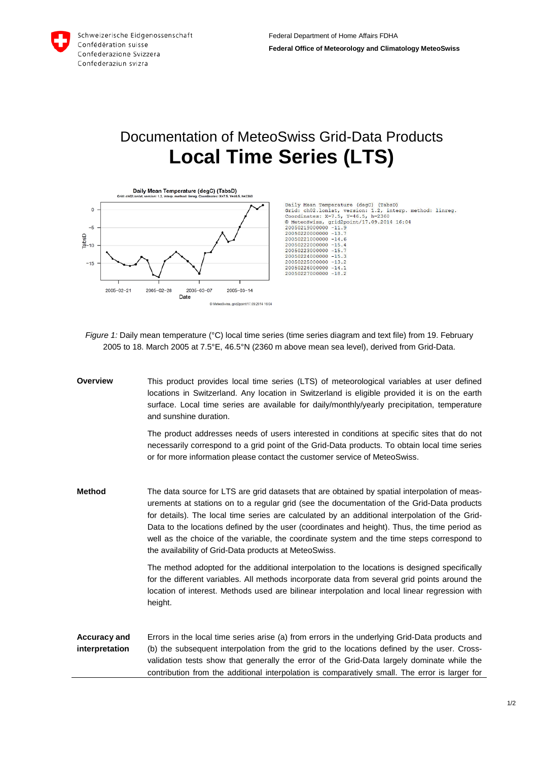Schweizerische Eidgenossenschaft
Confédération suisse
Confederazione Svizzera
Confederaziun svizra

Federal Department of Home Affairs FDHA

**Federal Office of Meteorology and Climatology MeteoSwiss**

# Documentation of MeteoSwiss Grid-Data Products
# **Local Time Series (LTS)**

```
Daily Mean Temperature (degC) (TabsD)
Grid: ch02.lonlat, version: 1.2, interp. method: linreg.
Coordinates: X=7.5, Y=46.5, h=2360
© MeteoSwiss, grid2point/17.09.2014 16:04
20050219000000 -11.9
20050220000000 -13.7
20050221000000 -14.6
20050222000000 -15.4
20050223000000 -15.7
20050224000000 -15.3
20050225000000 -13.2
20050226000000 -14.1
20050227000000 -18.2
```

*Figure 1:* Daily mean temperature (°C) local time series (time series diagram and text file) from 19. February 2005 to 18. March 2005 at 7.5°E, 46.5°N (2360 m above mean sea level), derived from Grid-Data.

**Overview**

This product provides local time series (LTS) of meteorological variables at user defined locations in Switzerland. Any location in Switzerland is eligible provided it is on the earth surface. Local time series are available for daily/monthly/yearly precipitation, temperature and sunshine duration.

The product addresses needs of users interested in conditions at specific sites that do not necessarily correspond to a grid point of the Grid-Data products. To obtain local time series or for more information please contact the customer service of MeteoSwiss.

**Method**

The data source for LTS are grid datasets that are obtained by spatial interpolation of measurements at stations on to a regular grid (see the documentation of the Grid-Data products for details). The local time series are calculated by an additional interpolation of the Grid-Data to the locations defined by the user (coordinates and height). Thus, the time period as well as the choice of the variable, the coordinate system and the time steps correspond to the availability of Grid-Data products at MeteoSwiss.

The method adopted for the additional interpolation to the locations is designed specifically for the different variables. All methods incorporate data from several grid points around the location of interest. Methods used are bilinear interpolation and local linear regression with height.

**Accuracy and interpretation**

Errors in the local time series arise (a) from errors in the underlying Grid-Data products and (b) the subsequent interpolation from the grid to the locations defined by the user. Cross-validation tests show that generally the error of the Grid-Data largely dominate while the contribution from the additional interpolation is comparatively small. The error is larger for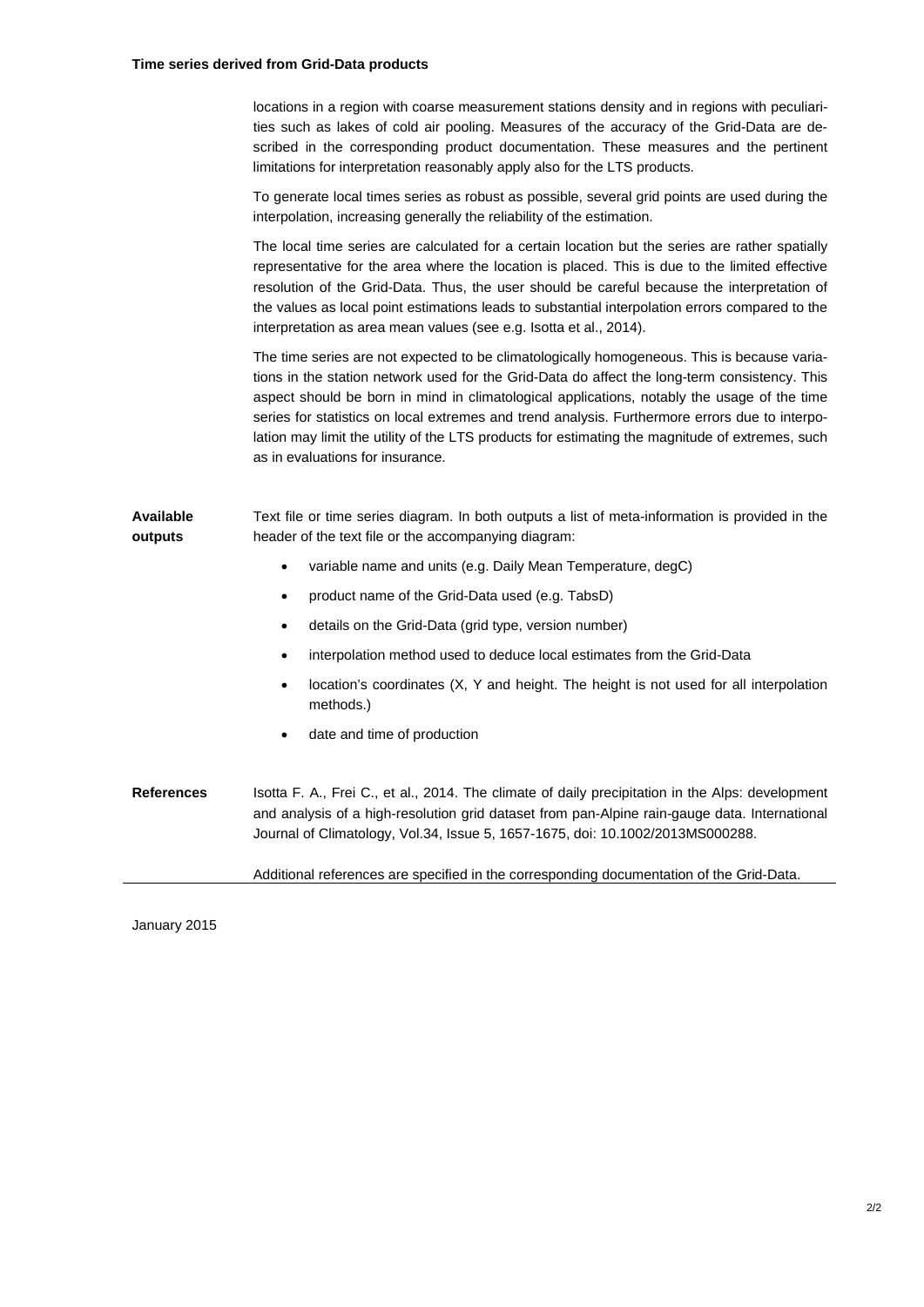locations in a region with coarse measurement stations density and in regions with peculiarities such as lakes of cold air pooling. Measures of the accuracy of the Grid-Data are described in the corresponding product documentation. These measures and the pertinent limitations for interpretation reasonably apply also for the LTS products.

To generate local times series as robust as possible, several grid points are used during the interpolation, increasing generally the reliability of the estimation.

The local time series are calculated for a certain location but the series are rather spatially representative for the area where the location is placed. This is due to the limited effective resolution of the Grid-Data. Thus, the user should be careful because the interpretation of the values as local point estimations leads to substantial interpolation errors compared to the interpretation as area mean values (see e.g. Isotta et al., 2014).

The time series are not expected to be climatologically homogeneous. This is because variations in the station network used for the Grid-Data do affect the long-term consistency. This aspect should be born in mind in climatological applications, notably the usage of the time series for statistics on local extremes and trend analysis. Furthermore errors due to interpolation may limit the utility of the LTS products for estimating the magnitude of extremes, such as in evaluations for insurance.

**Available outputs**

Text file or time series diagram. In both outputs a list of meta-information is provided in the header of the text file or the accompanying diagram:

- variable name and units (e.g. Daily Mean Temperature, degC)
- product name of the Grid-Data used (e.g. TabsD)
- details on the Grid-Data (grid type, version number)
- interpolation method used to deduce local estimates from the Grid-Data
- location's coordinates (X, Y and height. The height is not used for all interpolation methods.)
- date and time of production

**References**

Isotta F. A., Frei C., et al., 2014. The climate of daily precipitation in the Alps: development and analysis of a high-resolution grid dataset from pan-Alpine rain-gauge data. International Journal of Climatology, Vol.34, Issue 5, 1657-1675, doi: 10.1002/2013MS000288.

Additional references are specified in the corresponding documentation of the Grid-Data.

January 2015